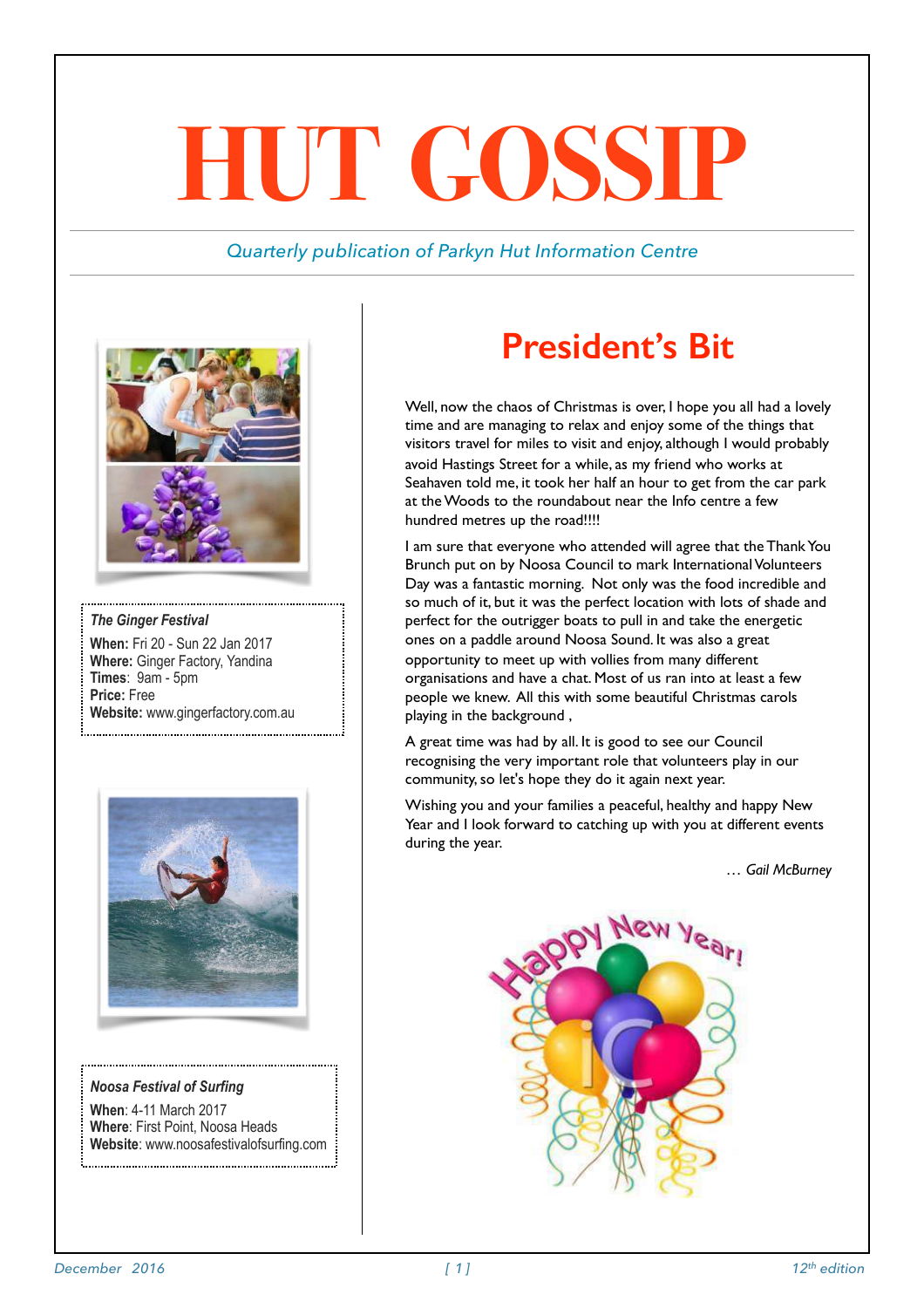# HUT GOSSIP

*Quarterly publication of Parkyn Hut Information Centre*

***The Ginger Festival***

**When:** Fri 20 - Sun 22 Jan 2017
**Where:** Ginger Factory, Yandina
**Times**: 9am - 5pm
**Price:** Free
**Website:** www.gingerfactory.com.au

***Noosa Festival of Surfing***

**When**: 4-11 March 2017
**Where**: First Point, Noosa Heads
**Website**: www.noosafestivalofsurfing.com

## President's Bit

Well, now the chaos of Christmas is over, I hope you all had a lovely time and are managing to relax and enjoy some of the things that visitors travel for miles to visit and enjoy, although I would probably avoid Hastings Street for a while, as my friend who works at Seahaven told me, it took her half an hour to get from the car park at the Woods to the roundabout near the Info centre a few hundred metres up the road!!!!

I am sure that everyone who attended will agree that the Thank You Brunch put on by Noosa Council to mark International Volunteers Day was a fantastic morning. Not only was the food incredible and so much of it, but it was the perfect location with lots of shade and perfect for the outrigger boats to pull in and take the energetic ones on a paddle around Noosa Sound. It was also a great opportunity to meet up with vollies from many different organisations and have a chat. Most of us ran into at least a few people we knew. All this with some beautiful Christmas carols playing in the background ,

A great time was had by all. It is good to see our Council recognising the very important role that volunteers play in our community, so let's hope they do it again next year.

Wishing you and your families a peaceful, healthy and happy New Year and I look forward to catching up with you at different events during the year.

*… Gail McBurney*

Happy New Year!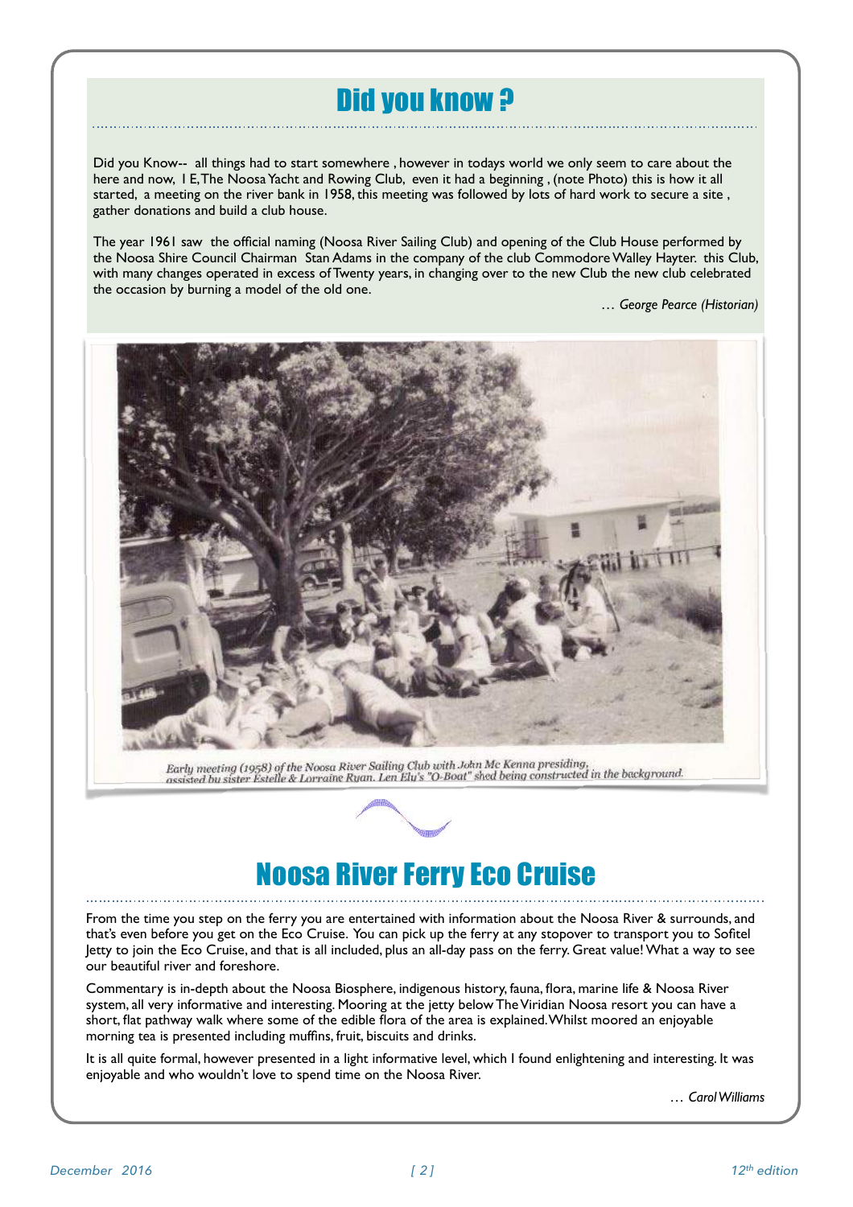## Did you know ?

Did you Know-- all things had to start somewhere , however in todays world we only seem to care about the here and now, I E, The Noosa Yacht and Rowing Club, even it had a beginning , (note Photo) this is how it all started, a meeting on the river bank in 1958, this meeting was followed by lots of hard work to secure a site , gather donations and build a club house.

The year 1961 saw the official naming (Noosa River Sailing Club) and opening of the Club House performed by the Noosa Shire Council Chairman Stan Adams in the company of the club Commodore Walley Hayter. this Club, with many changes operated in excess of Twenty years, in changing over to the new Club the new club celebrated the occasion by burning a model of the old one.

*… George Pearce (Historian)*

Early meeting (1958) of the Noosa River Sailing Club with John Mc Kenna presiding, assisted by sister Estelle & Lorraine Ryan. Len Ely's "O-Boat" shed being constructed in the background.

## Noosa River Ferry Eco Cruise

From the time you step on the ferry you are entertained with information about the Noosa River & surrounds, and that's even before you get on the Eco Cruise. You can pick up the ferry at any stopover to transport you to Sofitel Jetty to join the Eco Cruise, and that is all included, plus an all-day pass on the ferry. Great value! What a way to see our beautiful river and foreshore.

Commentary is in-depth about the Noosa Biosphere, indigenous history, fauna, flora, marine life & Noosa River system, all very informative and interesting. Mooring at the jetty below The Viridian Noosa resort you can have a short, flat pathway walk where some of the edible flora of the area is explained. Whilst moored an enjoyable morning tea is presented including muffins, fruit, biscuits and drinks.

It is all quite formal, however presented in a light informative level, which I found enlightening and interesting. It was enjoyable and who wouldn't love to spend time on the Noosa River.

*… Carol Williams*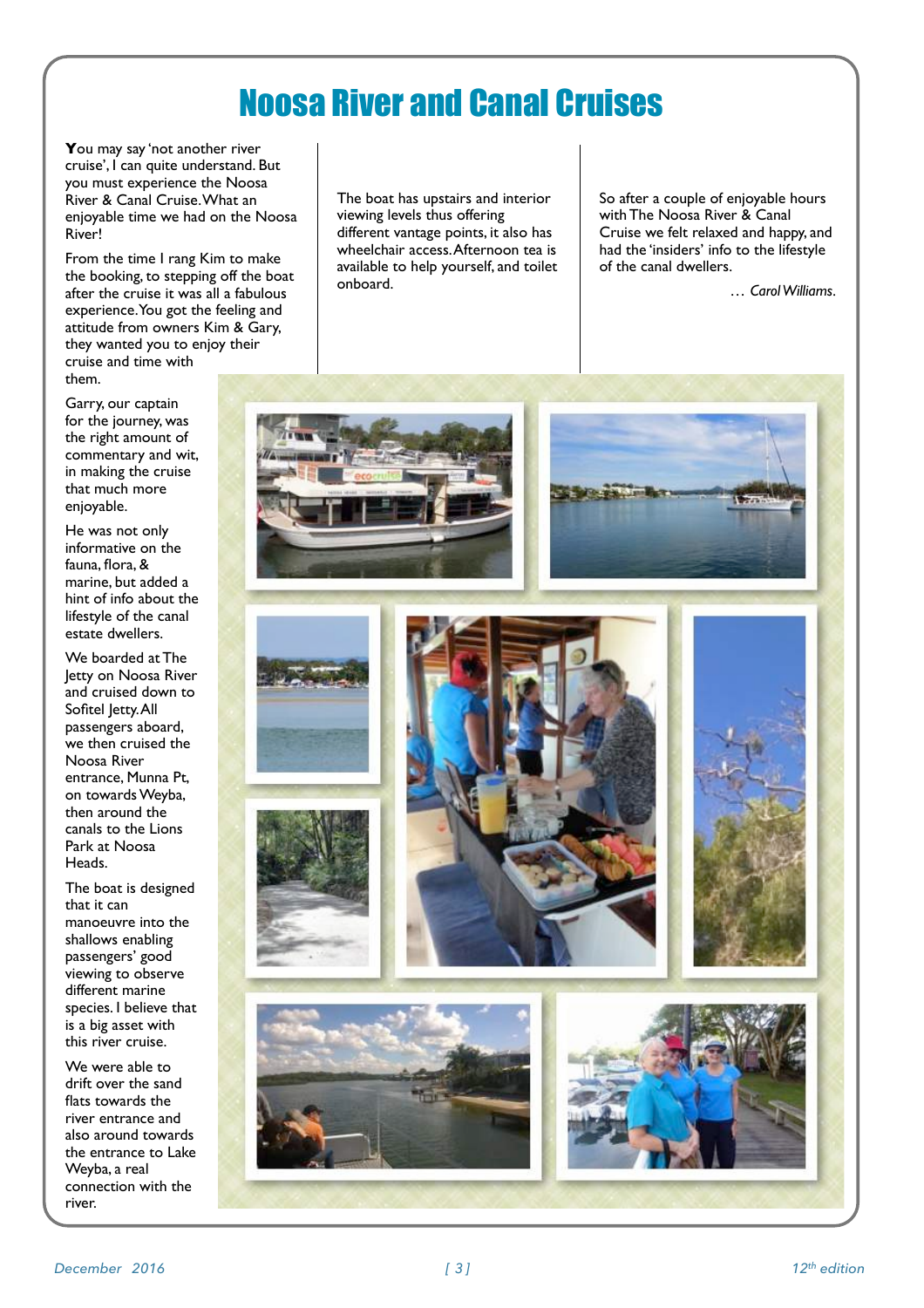# Noosa River and Canal Cruises

You may say 'not another river cruise', I can quite understand. But you must experience the Noosa River & Canal Cruise. What an enjoyable time we had on the Noosa River!

From the time I rang Kim to make the booking, to stepping off the boat after the cruise it was all a fabulous experience. You got the feeling and attitude from owners Kim & Gary, they wanted you to enjoy their cruise and time with them.

Garry, our captain for the journey, was the right amount of commentary and wit, in making the cruise that much more enjoyable.

He was not only informative on the fauna, flora, & marine, but added a hint of info about the lifestyle of the canal estate dwellers.

We boarded at The Jetty on Noosa River and cruised down to Sofitel Jetty. All passengers aboard, we then cruised the Noosa River entrance, Munna Pt, on towards Weyba, then around the canals to the Lions Park at Noosa Heads.

The boat is designed that it can manoeuvre into the shallows enabling passengers' good viewing to observe different marine species. I believe that is a big asset with this river cruise.

We were able to drift over the sand flats towards the river entrance and also around towards the entrance to Lake Weyba, a real connection with the river.

The boat has upstairs and interior viewing levels thus offering different vantage points, it also has wheelchair access. Afternoon tea is available to help yourself, and toilet onboard.

So after a couple of enjoyable hours with The Noosa River & Canal Cruise we felt relaxed and happy, and had the 'insiders' info to the lifestyle of the canal dwellers.

*… Carol Williams.*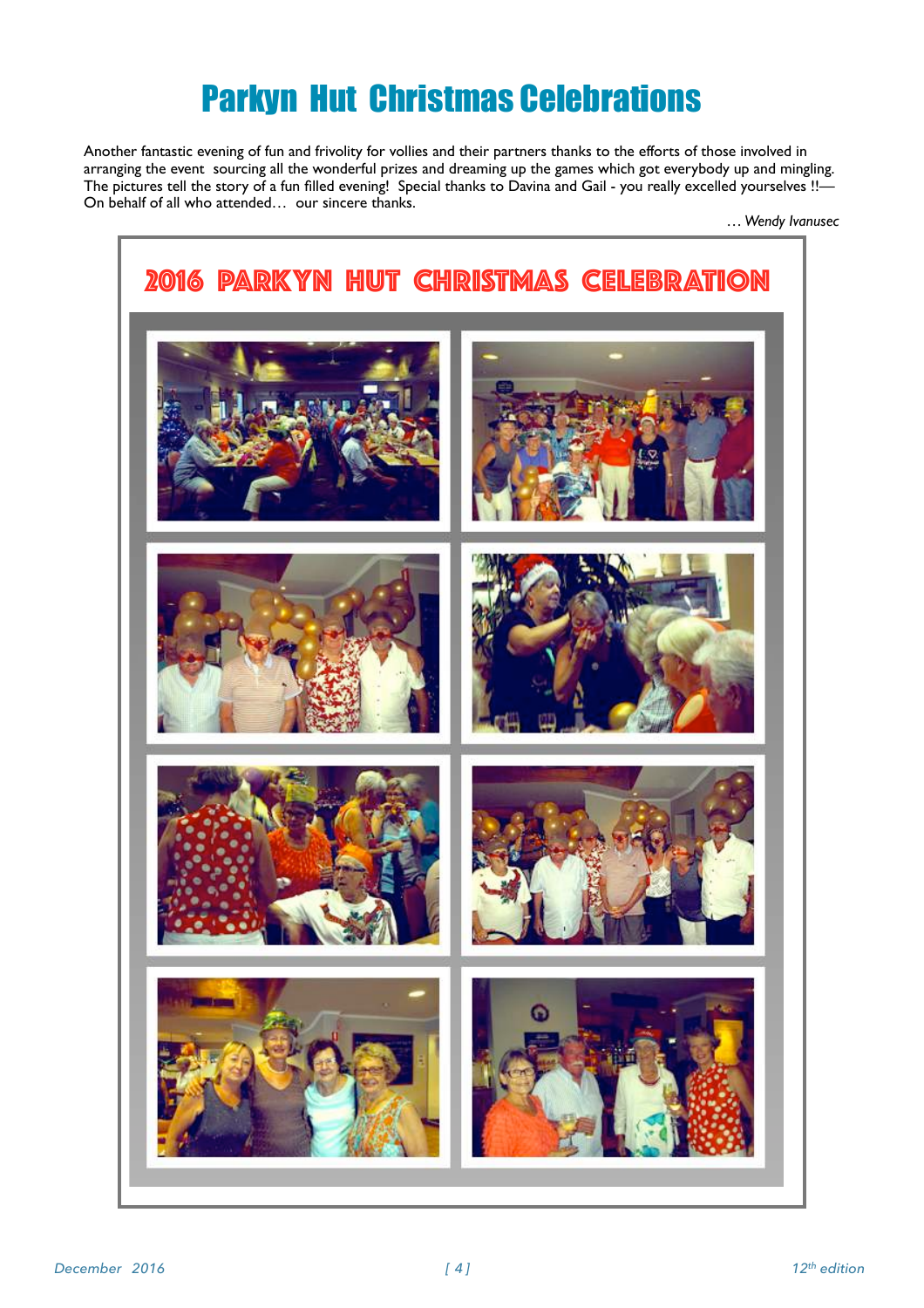# Parkyn Hut Christmas Celebrations

Another fantastic evening of fun and frivolity for vollies and their partners thanks to the efforts of those involved in arranging the event sourcing all the wonderful prizes and dreaming up the games which got everybody up and mingling. The pictures tell the story of a fun filled evening! Special thanks to Davina and Gail - you really excelled yourselves !!— On behalf of all who attended… our sincere thanks.

*… Wendy Ivanusec*

## 2016 Parkyn Hut Christmas Celebration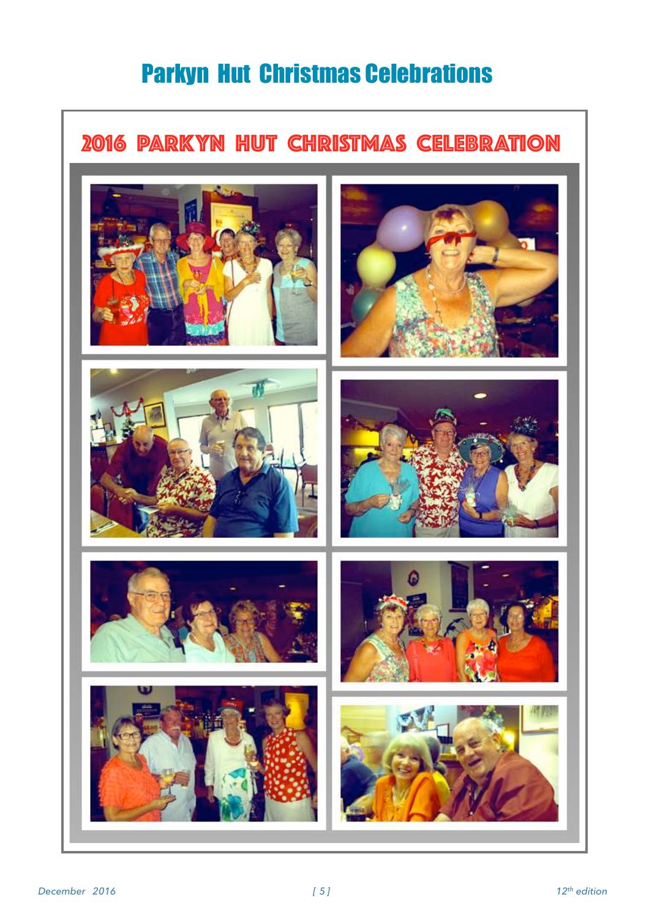# Parkyn Hut Christmas Celebrations

## 2016 PARKYN HUT CHRISTMAS CELEBRATION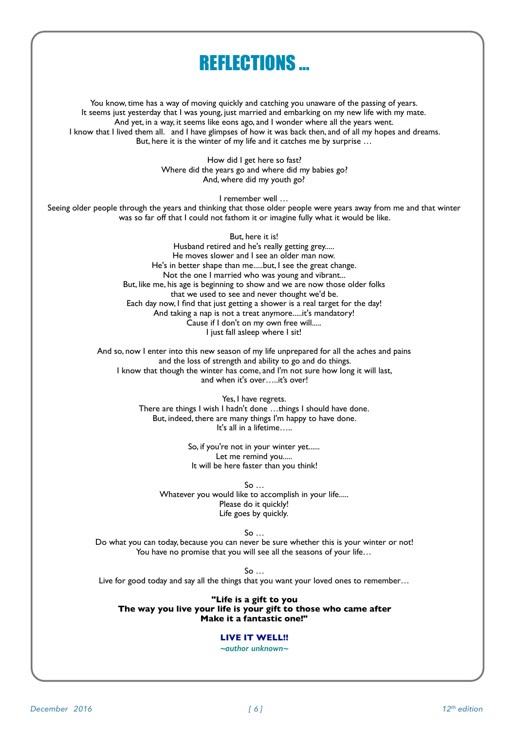# REFLECTIONS ...

You know, time has a way of moving quickly and catching you unaware of the passing of years.
It seems just yesterday that I was young, just married and embarking on my new life with my mate.
And yet, in a way, it seems like eons ago, and I wonder where all the years went.
I know that I lived them all.   and I have glimpses of how it was back then, and of all my hopes and dreams.
But, here it is the winter of my life and it catches me by surprise …

How did I get here so fast?
Where did the years go and where did my babies go?
And, where did my youth go?

I remember well …
Seeing older people through the years and thinking that those older people were years away from me and that winter was so far off that I could not fathom it or imagine fully what it would be like.

But, here it is!
Husband retired and he's really getting grey.....
He moves slower and I see an older man now.
He's in better shape than me.....but, I see the great change.
Not the one I married who was young and vibrant...
But, like me, his age is beginning to show and we are now those older folks
that we used to see and never thought we'd be.
Each day now, I find that just getting a shower is a real target for the day!
And taking a nap is not a treat anymore.....it's mandatory!
Cause if I don't on my own free will.....
I just fall asleep where I sit!

And so, now I enter into this new season of my life unprepared for all the aches and pains
and the loss of strength and ability to go and do things.
I know that though the winter has come, and I'm not sure how long it will last,
and when it's over…..it's over!

Yes, I have regrets.
There are things I wish I hadn't done …things I should have done.
But, indeed, there are many things I'm happy to have done.
It's all in a lifetime…..

So, if you're not in your winter yet......
Let me remind you.....
It will be here faster than you think!

So …
Whatever you would like to accomplish in your life.....
Please do it quickly!
Life goes by quickly.

So …
Do what you can today, because you can never be sure whether this is your winter or not!
You have no promise that you will see all the seasons of your life…

So …
Live for good today and say all the things that you want your loved ones to remember…

**"Life is a gift to you
The way you live your life is your gift to those who came after
Make it a fantastic one!"**

**LIVE IT WELL!!**

*~author unknown~*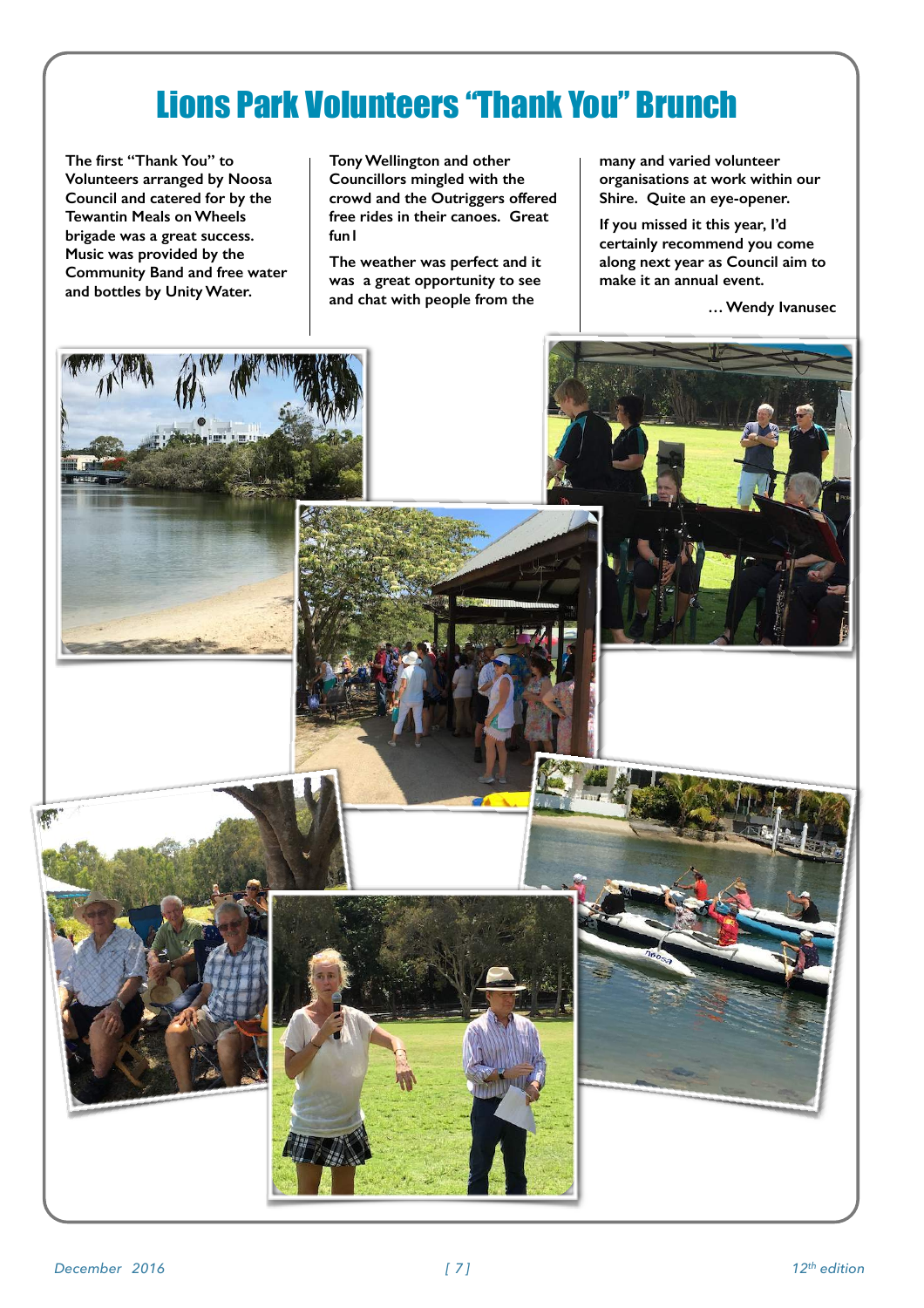# Lions Park Volunteers "Thank You" Brunch

**The first "Thank You" to Volunteers arranged by Noosa Council and catered for by the Tewantin Meals on Wheels brigade was a great success. Music was provided by the Community Band and free water and bottles by Unity Water.**

**Tony Wellington and other Councillors mingled with the crowd and the Outriggers offered free rides in their canoes. Great fun!**

**The weather was perfect and it was a great opportunity to see and chat with people from the many and varied volunteer organisations at work within our Shire. Quite an eye-opener.**

**If you missed it this year, I'd certainly recommend you come along next year as Council aim to make it an annual event.**

**… Wendy Ivanusec**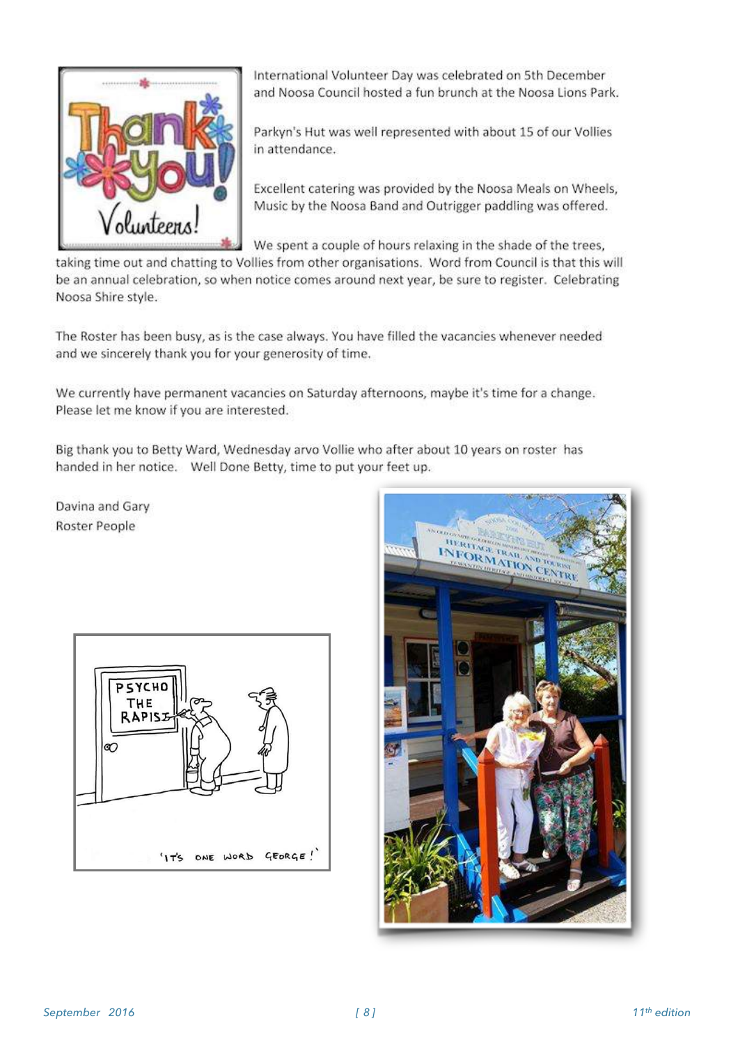International Volunteer Day was celebrated on 5th December and Noosa Council hosted a fun brunch at the Noosa Lions Park.

Parkyn's Hut was well represented with about 15 of our Vollies in attendance.

Excellent catering was provided by the Noosa Meals on Wheels, Music by the Noosa Band and Outrigger paddling was offered.

We spent a couple of hours relaxing in the shade of the trees, taking time out and chatting to Vollies from other organisations. Word from Council is that this will be an annual celebration, so when notice comes around next year, be sure to register. Celebrating Noosa Shire style.

The Roster has been busy, as is the case always. You have filled the vacancies whenever needed and we sincerely thank you for your generosity of time.

We currently have permanent vacancies on Saturday afternoons, maybe it's time for a change. Please let me know if you are interested.

Big thank you to Betty Ward, Wednesday arvo Vollie who after about 10 years on roster has handed in her notice. Well Done Betty, time to put your feet up.

Davina and Gary
Roster People